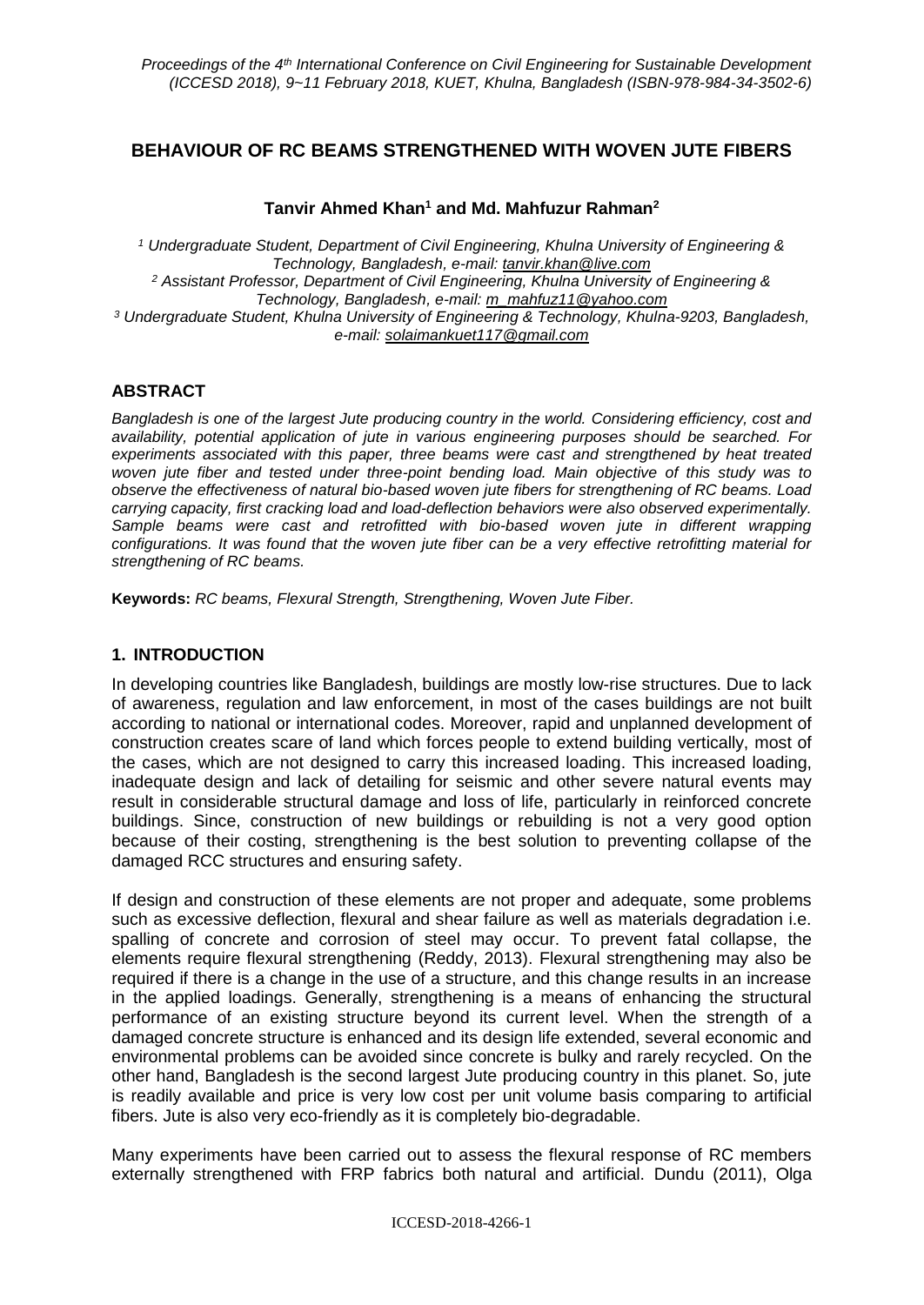# BEHAVIOUR OF RC BEAMS STRENGTHENED WITH WOVEN JUTE FIBERS

**Tanvir Ahmed Khan[1] and Md. Mahfuzur Rahman[2]**

*[1] Undergraduate Student, Department of Civil Engineering, Khulna University of Engineering & Technology, Bangladesh, e-mail: tanvir.khan@live.com*
*[2] Assistant Professor, Department of Civil Engineering, Khulna University of Engineering & Technology, Bangladesh, e-mail: m_mahfuz11@yahoo.com*
*[3] Undergraduate Student, Khulna University of Engineering & Technology, Khulna-9203, Bangladesh, e-mail: solaimankuet117@gmail.com*

## ABSTRACT

*Bangladesh is one of the largest Jute producing country in the world. Considering efficiency, cost and availability, potential application of jute in various engineering purposes should be searched. For experiments associated with this paper, three beams were cast and strengthened by heat treated woven jute fiber and tested under three-point bending load. Main objective of this study was to observe the effectiveness of natural bio-based woven jute fibers for strengthening of RC beams. Load carrying capacity, first cracking load and load-deflection behaviors were also observed experimentally. Sample beams were cast and retrofitted with bio-based woven jute in different wrapping configurations. It was found that the woven jute fiber can be a very effective retrofitting material for strengthening of RC beams.*

**Keywords:** *RC beams, Flexural Strength, Strengthening, Woven Jute Fiber.*

## 1. INTRODUCTION

In developing countries like Bangladesh, buildings are mostly low-rise structures. Due to lack of awareness, regulation and law enforcement, in most of the cases buildings are not built according to national or international codes. Moreover, rapid and unplanned development of construction creates scare of land which forces people to extend building vertically, most of the cases, which are not designed to carry this increased loading. This increased loading, inadequate design and lack of detailing for seismic and other severe natural events may result in considerable structural damage and loss of life, particularly in reinforced concrete buildings. Since, construction of new buildings or rebuilding is not a very good option because of their costing, strengthening is the best solution to preventing collapse of the damaged RCC structures and ensuring safety.

If design and construction of these elements are not proper and adequate, some problems such as excessive deflection, flexural and shear failure as well as materials degradation i.e. spalling of concrete and corrosion of steel may occur. To prevent fatal collapse, the elements require flexural strengthening (Reddy, 2013). Flexural strengthening may also be required if there is a change in the use of a structure, and this change results in an increase in the applied loadings. Generally, strengthening is a means of enhancing the structural performance of an existing structure beyond its current level. When the strength of a damaged concrete structure is enhanced and its design life extended, several economic and environmental problems can be avoided since concrete is bulky and rarely recycled. On the other hand, Bangladesh is the second largest Jute producing country in this planet. So, jute is readily available and price is very low cost per unit volume basis comparing to artificial fibers. Jute is also very eco-friendly as it is completely bio-degradable.

Many experiments have been carried out to assess the flexural response of RC members externally strengthened with FRP fabrics both natural and artificial. Dundu (2011), Olga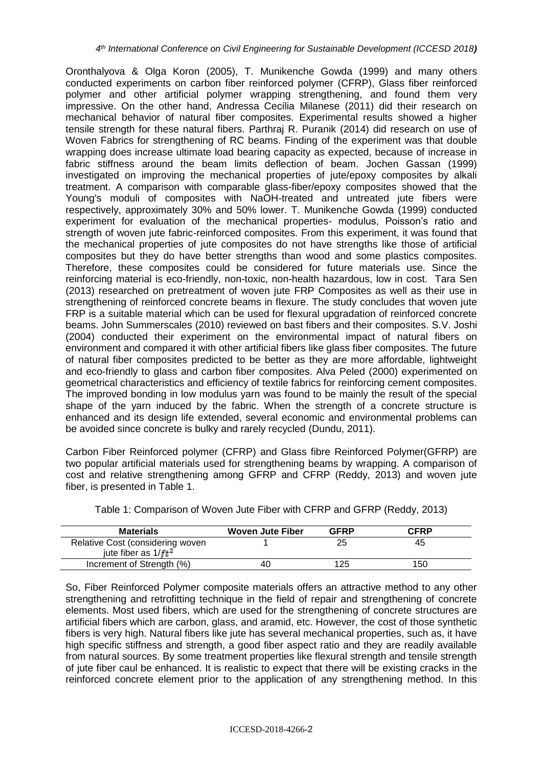Oronthalyova & Olga Koron (2005), T. Munikenche Gowda (1999) and many others conducted experiments on carbon fiber reinforced polymer (CFRP), Glass fiber reinforced polymer and other artificial polymer wrapping strengthening, and found them very impressive. On the other hand, Andressa Cecília Milanese (2011) did their research on mechanical behavior of natural fiber composites. Experimental results showed a higher tensile strength for these natural fibers. Parthraj R. Puranik (2014) did research on use of Woven Fabrics for strengthening of RC beams. Finding of the experiment was that double wrapping does increase ultimate load bearing capacity as expected, because of increase in fabric stiffness around the beam limits deflection of beam. Jochen Gassan (1999) investigated on improving the mechanical properties of jute/epoxy composites by alkali treatment. A comparison with comparable glass-fiber/epoxy composites showed that the Young's moduli of composites with NaOH-treated and untreated jute fibers were respectively, approximately 30% and 50% lower. T. Munikenche Gowda (1999) conducted experiment for evaluation of the mechanical properties- modulus, Poisson's ratio and strength of woven jute fabric-reinforced composites. From this experiment, it was found that the mechanical properties of jute composites do not have strengths like those of artificial composites but they do have better strengths than wood and some plastics composites. Therefore, these composites could be considered for future materials use. Since the reinforcing material is eco-friendly, non-toxic, non-health hazardous, low in cost. Tara Sen (2013) researched on pretreatment of woven jute FRP Composites as well as their use in strengthening of reinforced concrete beams in flexure. The study concludes that woven jute FRP is a suitable material which can be used for flexural upgradation of reinforced concrete beams. John Summerscales (2010) reviewed on bast fibers and their composites. S.V. Joshi (2004) conducted their experiment on the environmental impact of natural fibers on environment and compared it with other artificial fibers like glass fiber composites. The future of natural fiber composites predicted to be better as they are more affordable, lightweight and eco-friendly to glass and carbon fiber composites. Alva Peled (2000) experimented on geometrical characteristics and efficiency of textile fabrics for reinforcing cement composites. The improved bonding in low modulus yarn was found to be mainly the result of the special shape of the yarn induced by the fabric. When the strength of a concrete structure is enhanced and its design life extended, several economic and environmental problems can be avoided since concrete is bulky and rarely recycled (Dundu, 2011).

Carbon Fiber Reinforced polymer (CFRP) and Glass fibre Reinforced Polymer(GFRP) are two popular artificial materials used for strengthening beams by wrapping. A comparison of cost and relative strengthening among GFRP and CFRP (Reddy, 2013) and woven jute fiber, is presented in Table 1.

Table 1: Comparison of Woven Jute Fiber with CFRP and GFRP (Reddy, 2013)

| Materials | Woven Jute Fiber | GFRP | CFRP |
|---|---|---|---|
| Relative Cost (considering woven jute fiber as $1/ft^2$ | 1 | 25 | 45 |
| Increment of Strength (%) | 40 | 125 | 150 |

So, Fiber Reinforced Polymer composite materials offers an attractive method to any other strengthening and retrofitting technique in the field of repair and strengthening of concrete elements. Most used fibers, which are used for the strengthening of concrete structures are artificial fibers which are carbon, glass, and aramid, etc. However, the cost of those synthetic fibers is very high. Natural fibers like jute has several mechanical properties, such as, it have high specific stiffness and strength, a good fiber aspect ratio and they are readily available from natural sources. By some treatment properties like flexural strength and tensile strength of jute fiber caul be enhanced. It is realistic to expect that there will be existing cracks in the reinforced concrete element prior to the application of any strengthening method. In this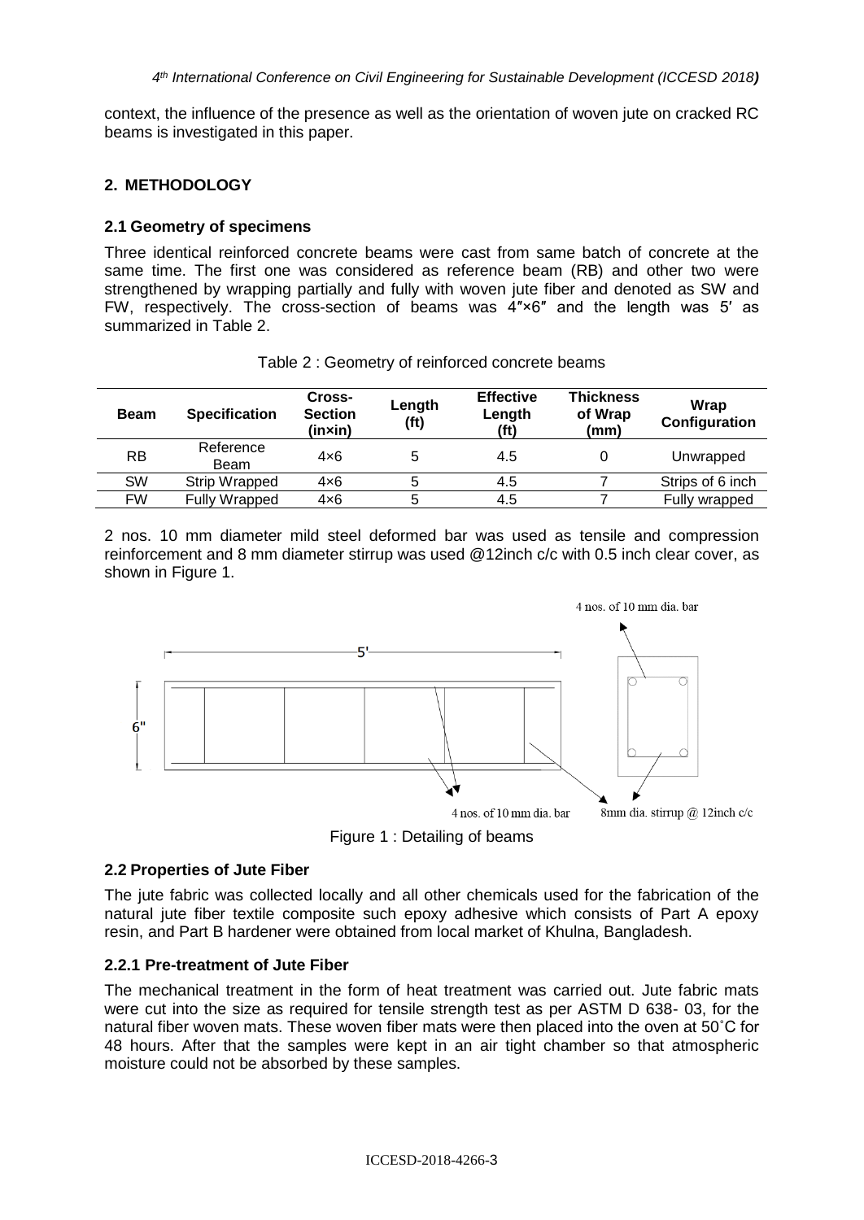context, the influence of the presence as well as the orientation of woven jute on cracked RC beams is investigated in this paper.

## 2. METHODOLOGY

### 2.1 Geometry of specimens

Three identical reinforced concrete beams were cast from same batch of concrete at the same time. The first one was considered as reference beam (RB) and other two were strengthened by wrapping partially and fully with woven jute fiber and denoted as SW and FW, respectively. The cross-section of beams was 4″×6″ and the length was 5′ as summarized in Table 2.

Table 2 : Geometry of reinforced concrete beams

| Beam | Specification | Cross-Section (in×in) | Length (ft) | Effective Length (ft) | Thickness of Wrap (mm) | Wrap Configuration |
|---|---|---|---|---|---|---|
| RB | Reference Beam | 4×6 | 5 | 4.5 | 0 | Unwrapped |
| SW | Strip Wrapped | 4×6 | 5 | 4.5 | 7 | Strips of 6 inch |
| FW | Fully Wrapped | 4×6 | 5 | 4.5 | 7 | Fully wrapped |

2 nos. 10 mm diameter mild steel deformed bar was used as tensile and compression reinforcement and 8 mm diameter stirrup was used @12inch c/c with 0.5 inch clear cover, as shown in Figure 1.

Figure 1 : Detailing of beams

### 2.2 Properties of Jute Fiber

The jute fabric was collected locally and all other chemicals used for the fabrication of the natural jute fiber textile composite such epoxy adhesive which consists of Part A epoxy resin, and Part B hardener were obtained from local market of Khulna, Bangladesh.

#### 2.2.1 Pre-treatment of Jute Fiber

The mechanical treatment in the form of heat treatment was carried out. Jute fabric mats were cut into the size as required for tensile strength test as per ASTM D 638- 03, for the natural fiber woven mats. These woven fiber mats were then placed into the oven at 50˚C for 48 hours. After that the samples were kept in an air tight chamber so that atmospheric moisture could not be absorbed by these samples.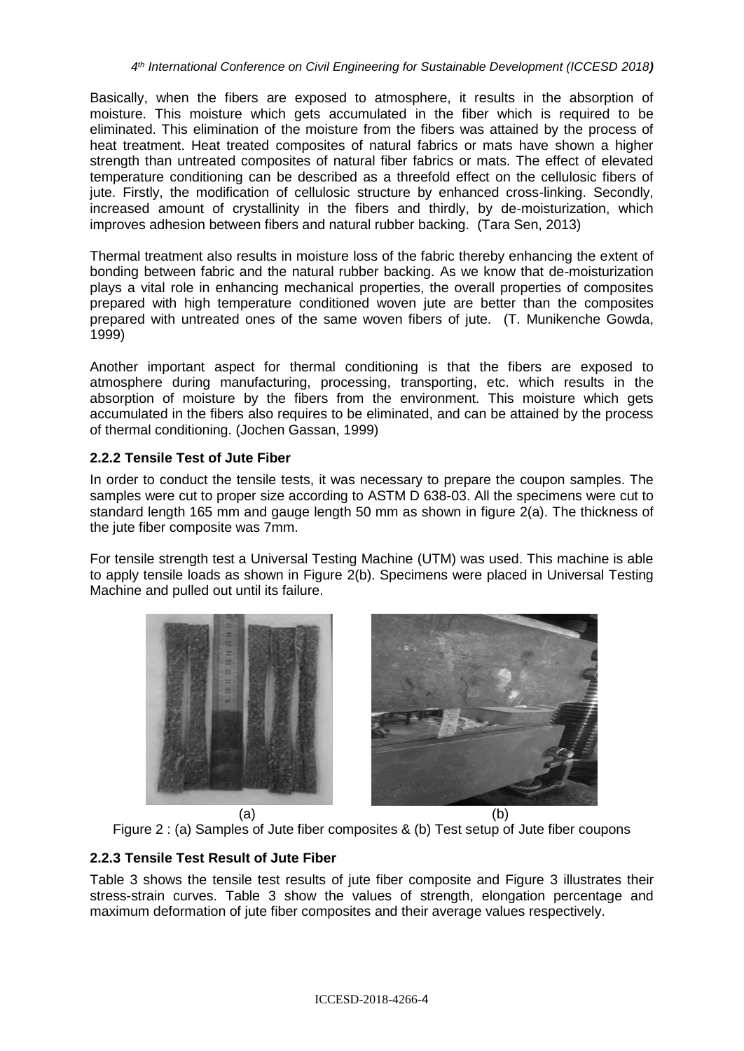Basically, when the fibers are exposed to atmosphere, it results in the absorption of moisture. This moisture which gets accumulated in the fiber which is required to be eliminated. This elimination of the moisture from the fibers was attained by the process of heat treatment. Heat treated composites of natural fabrics or mats have shown a higher strength than untreated composites of natural fiber fabrics or mats. The effect of elevated temperature conditioning can be described as a threefold effect on the cellulosic fibers of jute. Firstly, the modification of cellulosic structure by enhanced cross-linking. Secondly, increased amount of crystallinity in the fibers and thirdly, by de-moisturization, which improves adhesion between fibers and natural rubber backing. (Tara Sen, 2013)

Thermal treatment also results in moisture loss of the fabric thereby enhancing the extent of bonding between fabric and the natural rubber backing. As we know that de-moisturization plays a vital role in enhancing mechanical properties, the overall properties of composites prepared with high temperature conditioned woven jute are better than the composites prepared with untreated ones of the same woven fibers of jute. (T. Munikenche Gowda, 1999)

Another important aspect for thermal conditioning is that the fibers are exposed to atmosphere during manufacturing, processing, transporting, etc. which results in the absorption of moisture by the fibers from the environment. This moisture which gets accumulated in the fibers also requires to be eliminated, and can be attained by the process of thermal conditioning. (Jochen Gassan, 1999)

### 2.2.2 Tensile Test of Jute Fiber

In order to conduct the tensile tests, it was necessary to prepare the coupon samples. The samples were cut to proper size according to ASTM D 638-03. All the specimens were cut to standard length 165 mm and gauge length 50 mm as shown in figure 2(a). The thickness of the jute fiber composite was 7mm.

For tensile strength test a Universal Testing Machine (UTM) was used. This machine is able to apply tensile loads as shown in Figure 2(b). Specimens were placed in Universal Testing Machine and pulled out until its failure.

(a) (b)

Figure 2 : (a) Samples of Jute fiber composites & (b) Test setup of Jute fiber coupons

### 2.2.3 Tensile Test Result of Jute Fiber

Table 3 shows the tensile test results of jute fiber composite and Figure 3 illustrates their stress-strain curves. Table 3 show the values of strength, elongation percentage and maximum deformation of jute fiber composites and their average values respectively.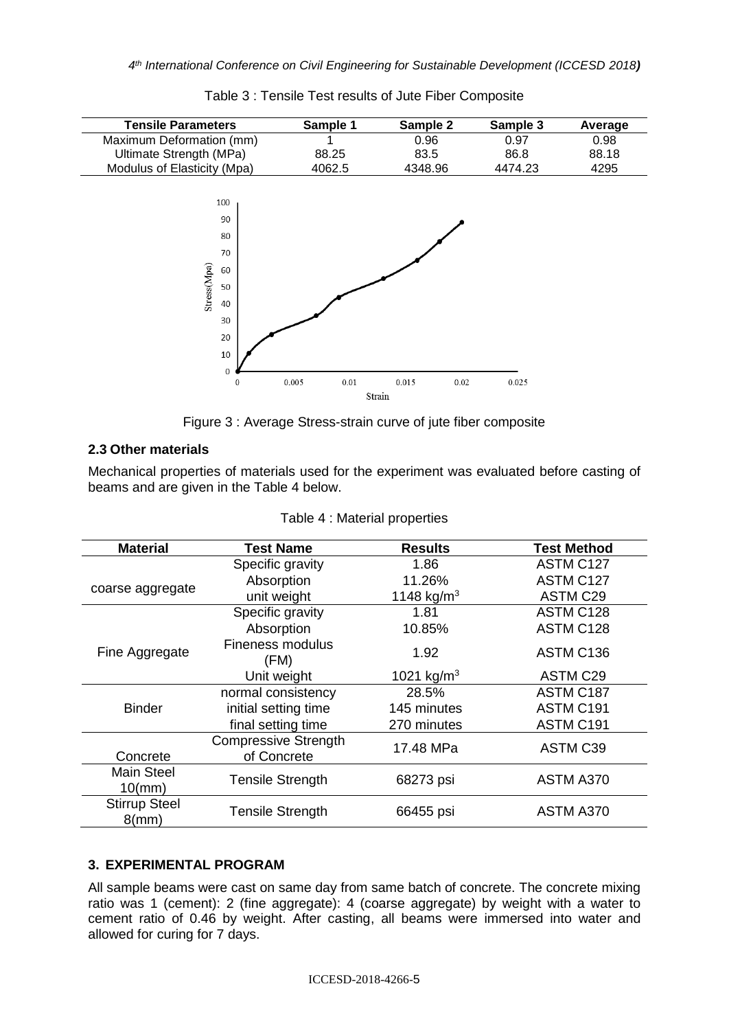Table 3 : Tensile Test results of Jute Fiber Composite

| Tensile Parameters | Sample 1 | Sample 2 | Sample 3 | Average |
|---|---|---|---|---|
| Maximum Deformation (mm) | 1 | 0.96 | 0.97 | 0.98 |
| Ultimate Strength (MPa) | 88.25 | 83.5 | 86.8 | 88.18 |
| Modulus of Elasticity (Mpa) | 4062.5 | 4348.96 | 4474.23 | 4295 |

Figure 3 : Average Stress-strain curve of jute fiber composite

### 2.3 Other materials

Mechanical properties of materials used for the experiment was evaluated before casting of beams and are given in the Table 4 below.

Table 4 : Material properties

| Material | Test Name | Results | Test Method |
|---|---|---|---|
| coarse aggregate | Specific gravity | 1.86 | ASTM C127 |
| | Absorption | 11.26% | ASTM C127 |
| | unit weight | 1148 kg/m$^3$ | ASTM C29 |
| Fine Aggregate | Specific gravity | 1.81 | ASTM C128 |
| | Absorption | 10.85% | ASTM C128 |
| | Fineness modulus (FM) | 1.92 | ASTM C136 |
| | Unit weight | 1021 kg/m$^3$ | ASTM C29 |
| Binder | normal consistency | 28.5% | ASTM C187 |
| | initial setting time | 145 minutes | ASTM C191 |
| | final setting time | 270 minutes | ASTM C191 |
| Concrete | Compressive Strength of Concrete | 17.48 MPa | ASTM C39 |
| Main Steel 10(mm) | Tensile Strength | 68273 psi | ASTM A370 |
| Stirrup Steel 8(mm) | Tensile Strength | 66455 psi | ASTM A370 |

## 3. EXPERIMENTAL PROGRAM

All sample beams were cast on same day from same batch of concrete. The concrete mixing ratio was 1 (cement): 2 (fine aggregate): 4 (coarse aggregate) by weight with a water to cement ratio of 0.46 by weight. After casting, all beams were immersed into water and allowed for curing for 7 days.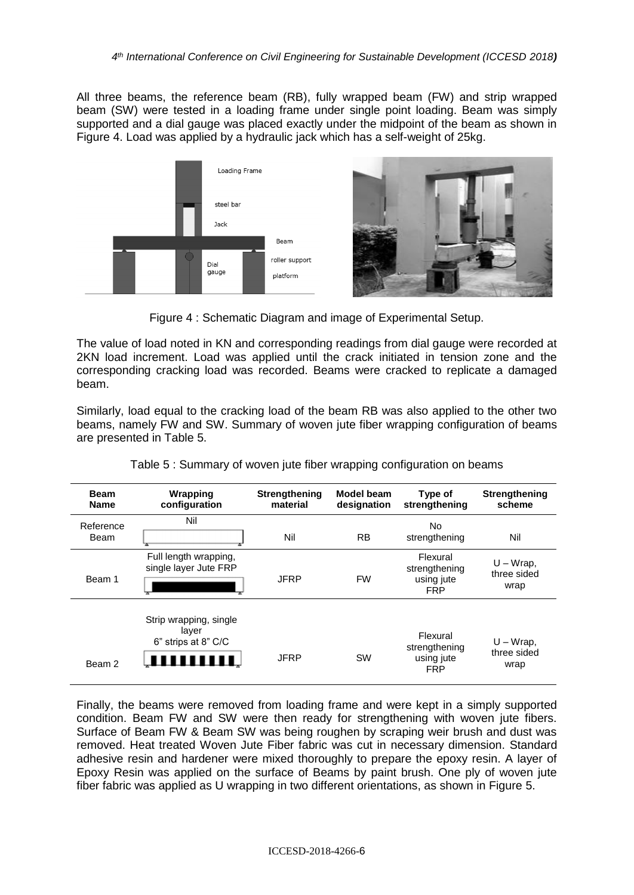All three beams, the reference beam (RB), fully wrapped beam (FW) and strip wrapped beam (SW) were tested in a loading frame under single point loading. Beam was simply supported and a dial gauge was placed exactly under the midpoint of the beam as shown in Figure 4. Load was applied by a hydraulic jack which has a self-weight of 25kg.

Figure 4 : Schematic Diagram and image of Experimental Setup.

The value of load noted in KN and corresponding readings from dial gauge were recorded at 2KN load increment. Load was applied until the crack initiated in tension zone and the corresponding cracking load was recorded. Beams were cracked to replicate a damaged beam.

Similarly, load equal to the cracking load of the beam RB was also applied to the other two beams, namely FW and SW. Summary of woven jute fiber wrapping configuration of beams are presented in Table 5.

Table 5 : Summary of woven jute fiber wrapping configuration on beams

| Beam Name | Wrapping configuration | Strengthening material | Model beam designation | Type of strengthening | Strengthening scheme |
|---|---|---|---|---|---|
| Reference Beam | Nil | Nil | RB | No strengthening | Nil |
| Beam 1 | Full length wrapping, single layer Jute FRP | JFRP | FW | Flexural strengthening using jute FRP | U – Wrap, three sided wrap |
| Beam 2 | Strip wrapping, single layer 6" strips at 8" C/C | JFRP | SW | Flexural strengthening using jute FRP | U – Wrap, three sided wrap |

Finally, the beams were removed from loading frame and were kept in a simply supported condition. Beam FW and SW were then ready for strengthening with woven jute fibers. Surface of Beam FW & Beam SW was being roughen by scraping weir brush and dust was removed. Heat treated Woven Jute Fiber fabric was cut in necessary dimension. Standard adhesive resin and hardener were mixed thoroughly to prepare the epoxy resin. A layer of Epoxy Resin was applied on the surface of Beams by paint brush. One ply of woven jute fiber fabric was applied as U wrapping in two different orientations, as shown in Figure 5.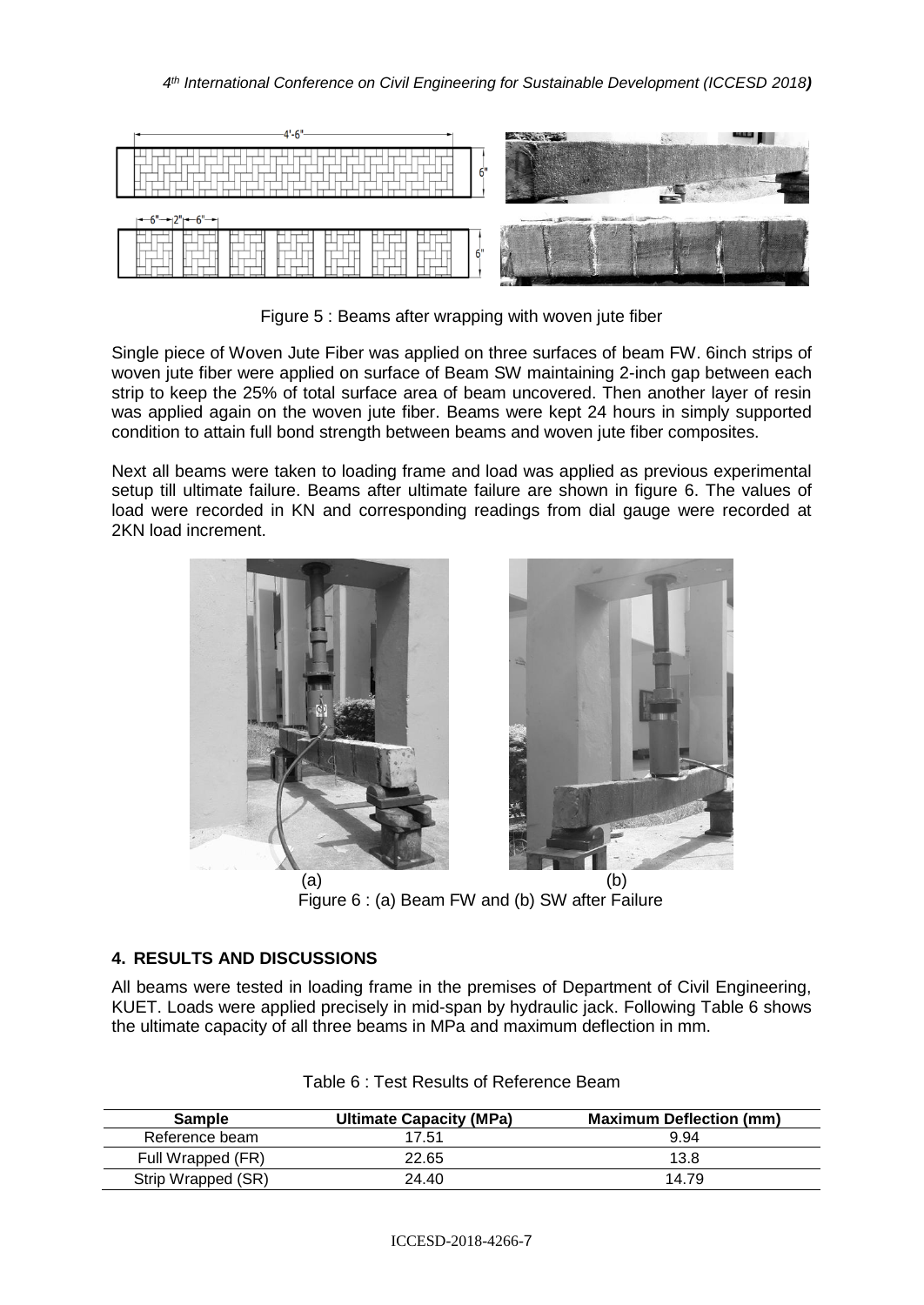Figure 5 : Beams after wrapping with woven jute fiber

Single piece of Woven Jute Fiber was applied on three surfaces of beam FW. 6inch strips of woven jute fiber were applied on surface of Beam SW maintaining 2-inch gap between each strip to keep the 25% of total surface area of beam uncovered. Then another layer of resin was applied again on the woven jute fiber. Beams were kept 24 hours in simply supported condition to attain full bond strength between beams and woven jute fiber composites.

Next all beams were taken to loading frame and load was applied as previous experimental setup till ultimate failure. Beams after ultimate failure are shown in figure 6. The values of load were recorded in KN and corresponding readings from dial gauge were recorded at 2KN load increment.

(a) (b)

Figure 6 : (a) Beam FW and (b) SW after Failure

## 4. RESULTS AND DISCUSSIONS

All beams were tested in loading frame in the premises of Department of Civil Engineering, KUET. Loads were applied precisely in mid-span by hydraulic jack. Following Table 6 shows the ultimate capacity of all three beams in MPa and maximum deflection in mm.

Table 6 : Test Results of Reference Beam

| Sample | Ultimate Capacity (MPa) | Maximum Deflection (mm) |
|---|---|---|
| Reference beam | 17.51 | 9.94 |
| Full Wrapped (FR) | 22.65 | 13.8 |
| Strip Wrapped (SR) | 24.40 | 14.79 |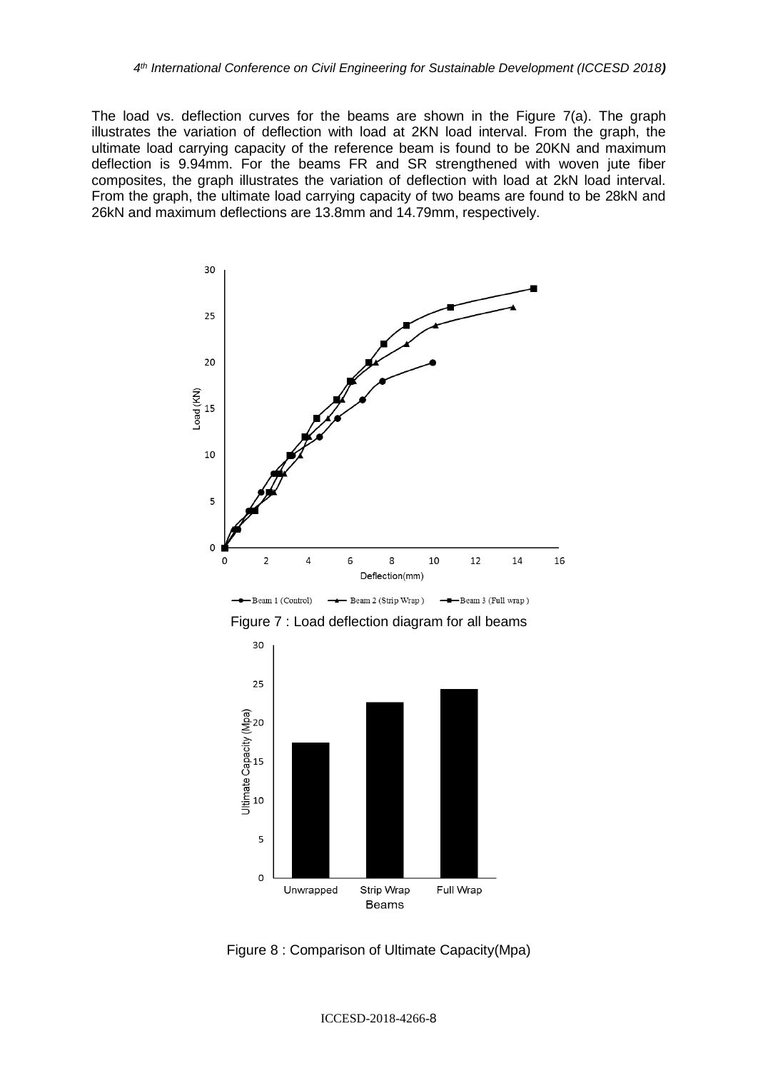The load vs. deflection curves for the beams are shown in the Figure 7(a). The graph illustrates the variation of deflection with load at 2KN load interval. From the graph, the ultimate load carrying capacity of the reference beam is found to be 20KN and maximum deflection is 9.94mm. For the beams FR and SR strengthened with woven jute fiber composites, the graph illustrates the variation of deflection with load at 2kN load interval. From the graph, the ultimate load carrying capacity of two beams are found to be 28kN and 26kN and maximum deflections are 13.8mm and 14.79mm, respectively.

Figure 7 : Load deflection diagram for all beams

Figure 8 : Comparison of Ultimate Capacity(Mpa)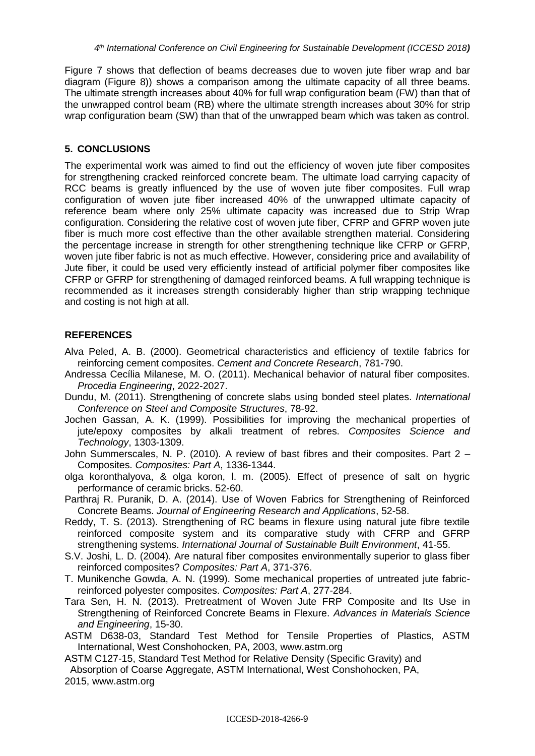Figure 7 shows that deflection of beams decreases due to woven jute fiber wrap and bar diagram (Figure 8)) shows a comparison among the ultimate capacity of all three beams. The ultimate strength increases about 40% for full wrap configuration beam (FW) than that of the unwrapped control beam (RB) where the ultimate strength increases about 30% for strip wrap configuration beam (SW) than that of the unwrapped beam which was taken as control.

## 5. CONCLUSIONS

The experimental work was aimed to find out the efficiency of woven jute fiber composites for strengthening cracked reinforced concrete beam. The ultimate load carrying capacity of RCC beams is greatly influenced by the use of woven jute fiber composites. Full wrap configuration of woven jute fiber increased 40% of the unwrapped ultimate capacity of reference beam where only 25% ultimate capacity was increased due to Strip Wrap configuration. Considering the relative cost of woven jute fiber, CFRP and GFRP woven jute fiber is much more cost effective than the other available strengthen material. Considering the percentage increase in strength for other strengthening technique like CFRP or GFRP, woven jute fiber fabric is not as much effective. However, considering price and availability of Jute fiber, it could be used very efficiently instead of artificial polymer fiber composites like CFRP or GFRP for strengthening of damaged reinforced beams. A full wrapping technique is recommended as it increases strength considerably higher than strip wrapping technique and costing is not high at all.

## REFERENCES

Alva Peled, A. B. (2000). Geometrical characteristics and efficiency of textile fabrics for reinforcing cement composites. *Cement and Concrete Research*, 781-790.

Andressa Cecília Milanese, M. O. (2011). Mechanical behavior of natural fiber composites. *Procedia Engineering*, 2022-2027.

Dundu, M. (2011). Strengthening of concrete slabs using bonded steel plates. *International Conference on Steel and Composite Structures*, 78-92.

Jochen Gassan, A. K. (1999). Possibilities for improving the mechanical properties of jute/epoxy composites by alkali treatment of rebres. *Composites Science and Technology*, 1303-1309.

John Summerscales, N. P. (2010). A review of bast fibres and their composites. Part 2 – Composites. *Composites: Part A*, 1336-1344.

olga koronthalyova, & olga koron, l. m. (2005). Effect of presence of salt on hygric performance of ceramic bricks. 52-60.

Parthraj R. Puranik, D. A. (2014). Use of Woven Fabrics for Strengthening of Reinforced Concrete Beams. *Journal of Engineering Research and Applications*, 52-58.

Reddy, T. S. (2013). Strengthening of RC beams in flexure using natural jute fibre textile reinforced composite system and its comparative study with CFRP and GFRP strengthening systems. *International Journal of Sustainable Built Environment*, 41-55.

S.V. Joshi, L. D. (2004). Are natural fiber composites environmentally superior to glass fiber reinforced composites? *Composites: Part A*, 371-376.

T. Munikenche Gowda, A. N. (1999). Some mechanical properties of untreated jute fabric-reinforced polyester composites. *Composites: Part A*, 277-284.

Tara Sen, H. N. (2013). Pretreatment of Woven Jute FRP Composite and Its Use in Strengthening of Reinforced Concrete Beams in Flexure. *Advances in Materials Science and Engineering*, 15-30.

ASTM D638-03, Standard Test Method for Tensile Properties of Plastics, ASTM International, West Conshohocken, PA, 2003, www.astm.org

ASTM C127-15, Standard Test Method for Relative Density (Specific Gravity) and Absorption of Coarse Aggregate, ASTM International, West Conshohocken, PA, 2015, www.astm.org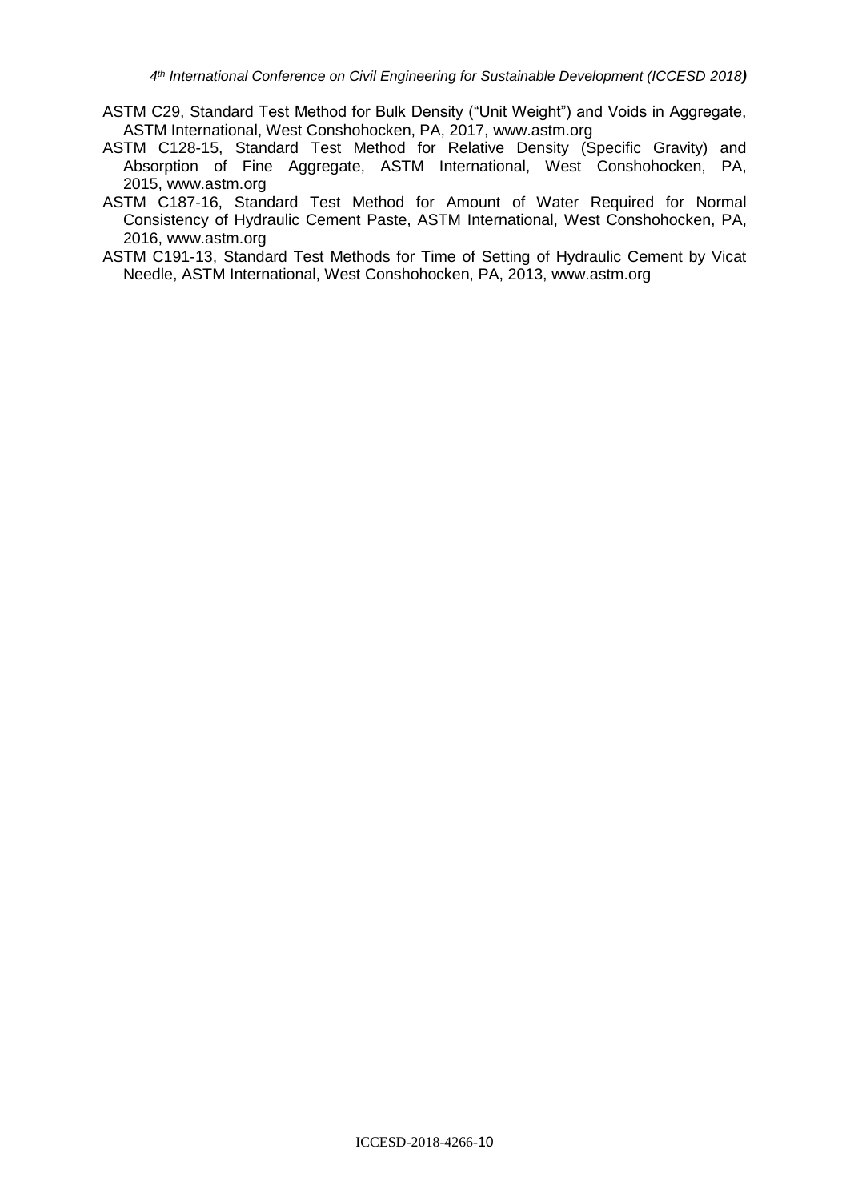ASTM C29, Standard Test Method for Bulk Density ("Unit Weight") and Voids in Aggregate, ASTM International, West Conshohocken, PA, 2017, www.astm.org

ASTM C128-15, Standard Test Method for Relative Density (Specific Gravity) and Absorption of Fine Aggregate, ASTM International, West Conshohocken, PA, 2015, www.astm.org

ASTM C187-16, Standard Test Method for Amount of Water Required for Normal Consistency of Hydraulic Cement Paste, ASTM International, West Conshohocken, PA, 2016, www.astm.org

ASTM C191-13, Standard Test Methods for Time of Setting of Hydraulic Cement by Vicat Needle, ASTM International, West Conshohocken, PA, 2013, www.astm.org